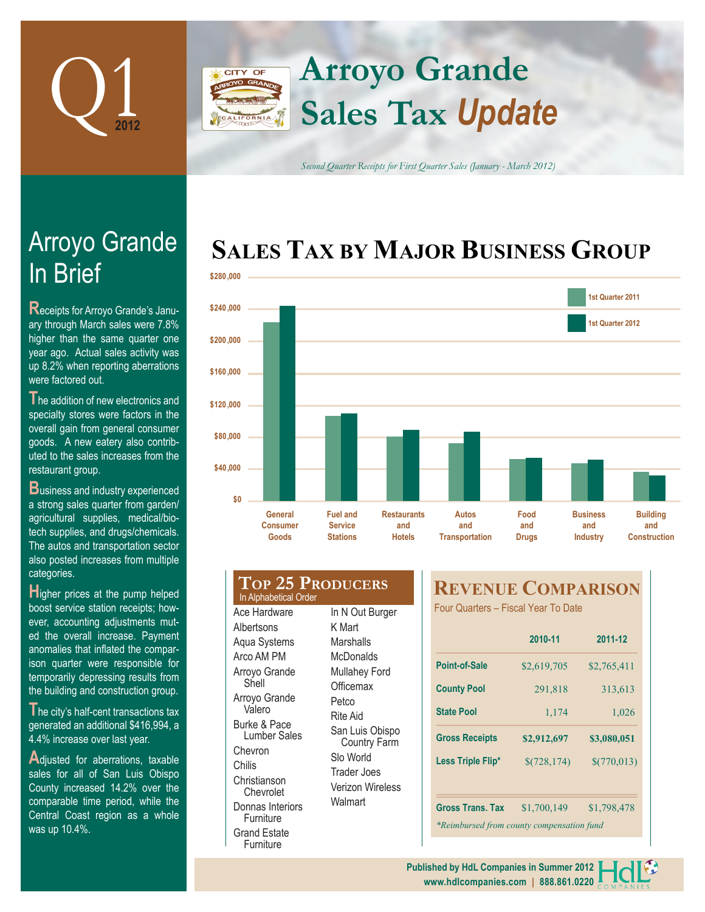# Q1 2012

# Arroyo Grande Sales Tax *Update*

*Second Quarter Receipts for First Quarter Sales (January - March 2012)*

## Arroyo Grande In Brief

Receipts for Arroyo Grande's January through March sales were 7.8% higher than the same quarter one year ago. Actual sales activity was up 8.2% when reporting aberrations were factored out.

The addition of new electronics and specialty stores were factors in the overall gain from general consumer goods. A new eatery also contributed to the sales increases from the restaurant group.

Business and industry experienced a strong sales quarter from garden/agricultural supplies, medical/biotech supplies, and drugs/chemicals. The autos and transportation sector also posted increases from multiple categories.

Higher prices at the pump helped boost service station receipts; however, accounting adjustments muted the overall increase. Payment anomalies that inflated the comparison quarter were responsible for temporarily depressing results from the building and construction group.

The city's half-cent transactions tax generated an additional $416,994, a 4.4% increase over last year.

Adjusted for aberrations, taxable sales for all of San Luis Obispo County increased 14.2% over the comparable time period, while the Central Coast region as a whole was up 10.4%.

## Sales Tax by Major Business Group

Legend: 1st Quarter 2011, 1st Quarter 2012

Categories: General Consumer Goods; Fuel and Service Stations; Restaurants and Hotels; Autos and Transportation; Food and Drugs; Business and Industry; Building and Construction

Y-axis: $0 – $280,000

## Top 25 Producers

In Alphabetical Order

- Ace Hardware
- Albertsons
- Aqua Systems
- Arco AM PM
- Arroyo Grande Shell
- Arroyo Grande Valero
- Burke & Pace Lumber Sales
- Chevron
- Chilis
- Christianson Chevrolet
- Donnas Interiors Furniture
- Grand Estate Furniture
- In N Out Burger
- K Mart
- Marshalls
- McDonalds
- Mullahey Ford
- Officemax
- Petco
- Rite Aid
- San Luis Obispo Country Farm
- Slo World
- Trader Joes
- Verizon Wireless
- Walmart

## Revenue Comparison

Four Quarters – Fiscal Year To Date

| | 2010-11 | 2011-12 |
|---|---|---|
| Point-of-Sale | $2,619,705 | $2,765,411 |
| County Pool | 291,818 | 313,613 |
| State Pool | 1,174 | 1,026 |
| Gross Receipts | $2,912,697 | $3,080,051 |
| Less Triple Flip* | $(728,174) | $(770,013) |
| Gross Trans. Tax | $1,700,149 | $1,798,478 |

*Reimbursed from county compensation fund

Published by HdL Companies in Summer 2012
www.hdlcompanies.com | 888.861.0220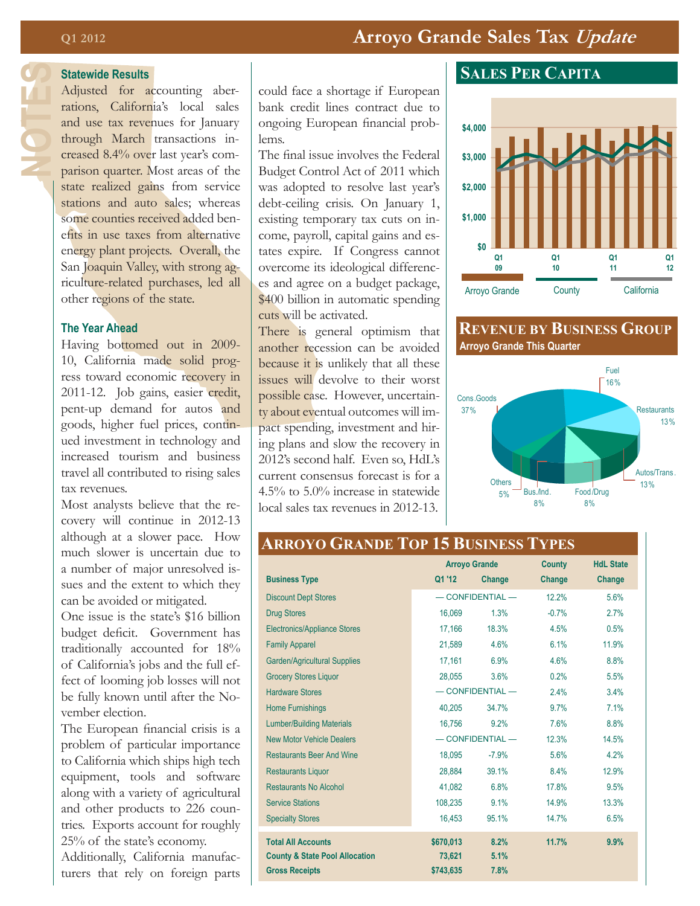# Arroyo Grande Sales Tax *Update*

Q1 2012

NOTES

### Statewide Results

Adjusted for accounting aberrations, California's local sales and use tax revenues for January through March transactions increased 8.4% over last year's comparison quarter. Most areas of the state realized gains from service stations and auto sales; whereas some counties received added benefits in use taxes from alternative energy plant projects. Overall, the San Joaquin Valley, with strong agriculture-related purchases, led all other regions of the state.

### The Year Ahead

Having bottomed out in 2009-10, California made solid progress toward economic recovery in 2011-12. Job gains, easier credit, pent-up demand for autos and goods, higher fuel prices, continued investment in technology and increased tourism and business travel all contributed to rising sales tax revenues.

Most analysts believe that the recovery will continue in 2012-13 although at a slower pace. How much slower is uncertain due to a number of major unresolved issues and the extent to which they can be avoided or mitigated.

One issue is the state's $16 billion budget deficit. Government has traditionally accounted for 18% of California's jobs and the full effect of looming job losses will not be fully known until after the November election.

The European financial crisis is a problem of particular importance to California which ships high tech equipment, tools and software along with a variety of agricultural and other products to 226 countries. Exports account for roughly 25% of the state's economy.

Additionally, California manufacturers that rely on foreign parts could face a shortage if European bank credit lines contract due to ongoing European financial problems.

The final issue involves the Federal Budget Control Act of 2011 which was adopted to resolve last year's debt-ceiling crisis. On January 1, existing temporary tax cuts on income, payroll, capital gains and estates expire. If Congress cannot overcome its ideological differences and agree on a budget package, $400 billion in automatic spending cuts will be activated.

There is general optimism that another recession can be avoided because it is unlikely that all these issues will devolve to their worst possible case. However, uncertainty about eventual outcomes will impact spending, investment and hiring plans and slow the recovery in 2012's second half. Even so, HdL's current consensus forecast is for a 4.5% to 5.0% increase in statewide local sales tax revenues in 2012-13.

## Sales Per Capita

$4,000
$3,000
$2,000
$1,000
$0
Q1 09
Q1 10
Q1 11
Q1 12
Arroyo Grande
County
California

## Revenue by Business Group

**Arroyo Grande This Quarter**

Fuel 16%
Restaurants 13%
Autos/Trans. 13%
Food/Drug 8%
Bus./Ind. 8%
Others 5%
Cons.Goods 37%

## Arroyo Grande Top 15 Business Types

| | Arroyo Grande | | County | HdL State |
|---|---|---|---|---|
| **Business Type** | **Q1 '12** | **Change** | **Change** | **Change** |
| Discount Dept Stores | — CONFIDENTIAL — | | 12.2% | 5.6% |
| Drug Stores | 16,069 | 1.3% | -0.7% | 2.7% |
| Electronics/Appliance Stores | 17,166 | 18.3% | 4.5% | 0.5% |
| Family Apparel | 21,589 | 4.6% | 6.1% | 11.9% |
| Garden/Agricultural Supplies | 17,161 | 6.9% | 4.6% | 8.8% |
| Grocery Stores Liquor | 28,055 | 3.6% | 0.2% | 5.5% |
| Hardware Stores | — CONFIDENTIAL — | | 2.4% | 3.4% |
| Home Furnishings | 40,205 | 34.7% | 9.7% | 7.1% |
| Lumber/Building Materials | 16,756 | 9.2% | 7.6% | 8.8% |
| New Motor Vehicle Dealers | — CONFIDENTIAL — | | 12.3% | 14.5% |
| Restaurants Beer And Wine | 18,095 | -7.9% | 5.6% | 4.2% |
| Restaurants Liquor | 28,884 | 39.1% | 8.4% | 12.9% |
| Restaurants No Alcohol | 41,082 | 6.8% | 17.8% | 9.5% |
| Service Stations | 108,235 | 9.1% | 14.9% | 13.3% |
| Specialty Stores | 16,453 | 95.1% | 14.7% | 6.5% |
| **Total All Accounts** | **$670,013** | **8.2%** | **11.7%** | **9.9%** |
| **County & State Pool Allocation** | **73,621** | **5.1%** | | |
| **Gross Receipts** | **$743,635** | **7.8%** | | |